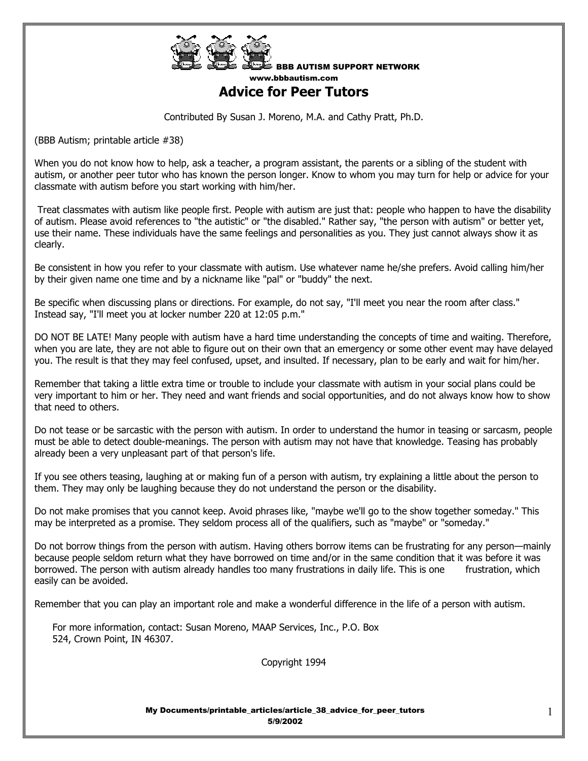BBB AUTISM SUPPORT NETWORK
www.bbbautism.com

# Advice for Peer Tutors

Contributed By Susan J. Moreno, M.A. and Cathy Pratt, Ph.D.

(BBB Autism; printable article #38)

When you do not know how to help, ask a teacher, a program assistant, the parents or a sibling of the student with autism, or another peer tutor who has known the person longer. Know to whom you may turn for help or advice for your classmate with autism before you start working with him/her.

Treat classmates with autism like people first. People with autism are just that: people who happen to have the disability of autism. Please avoid references to "the autistic" or "the disabled." Rather say, "the person with autism" or better yet, use their name. These individuals have the same feelings and personalities as you. They just cannot always show it as clearly.

Be consistent in how you refer to your classmate with autism. Use whatever name he/she prefers. Avoid calling him/her by their given name one time and by a nickname like "pal" or "buddy" the next.

Be specific when discussing plans or directions. For example, do not say, "I'll meet you near the room after class." Instead say, "I'll meet you at locker number 220 at 12:05 p.m."

DO NOT BE LATE! Many people with autism have a hard time understanding the concepts of time and waiting. Therefore, when you are late, they are not able to figure out on their own that an emergency or some other event may have delayed you. The result is that they may feel confused, upset, and insulted. If necessary, plan to be early and wait for him/her.

Remember that taking a little extra time or trouble to include your classmate with autism in your social plans could be very important to him or her. They need and want friends and social opportunities, and do not always know how to show that need to others.

Do not tease or be sarcastic with the person with autism. In order to understand the humor in teasing or sarcasm, people must be able to detect double-meanings. The person with autism may not have that knowledge. Teasing has probably already been a very unpleasant part of that person's life.

If you see others teasing, laughing at or making fun of a person with autism, try explaining a little about the person to them. They may only be laughing because they do not understand the person or the disability.

Do not make promises that you cannot keep. Avoid phrases like, "maybe we'll go to the show together someday." This may be interpreted as a promise. They seldom process all of the qualifiers, such as "maybe" or "someday."

Do not borrow things from the person with autism. Having others borrow items can be frustrating for any person—mainly because people seldom return what they have borrowed on time and/or in the same condition that it was before it was borrowed. The person with autism already handles too many frustrations in daily life. This is one frustration, which easily can be avoided.

Remember that you can play an important role and make a wonderful difference in the life of a person with autism.

For more information, contact: Susan Moreno, MAAP Services, Inc., P.O. Box 524, Crown Point, IN 46307.

Copyright 1994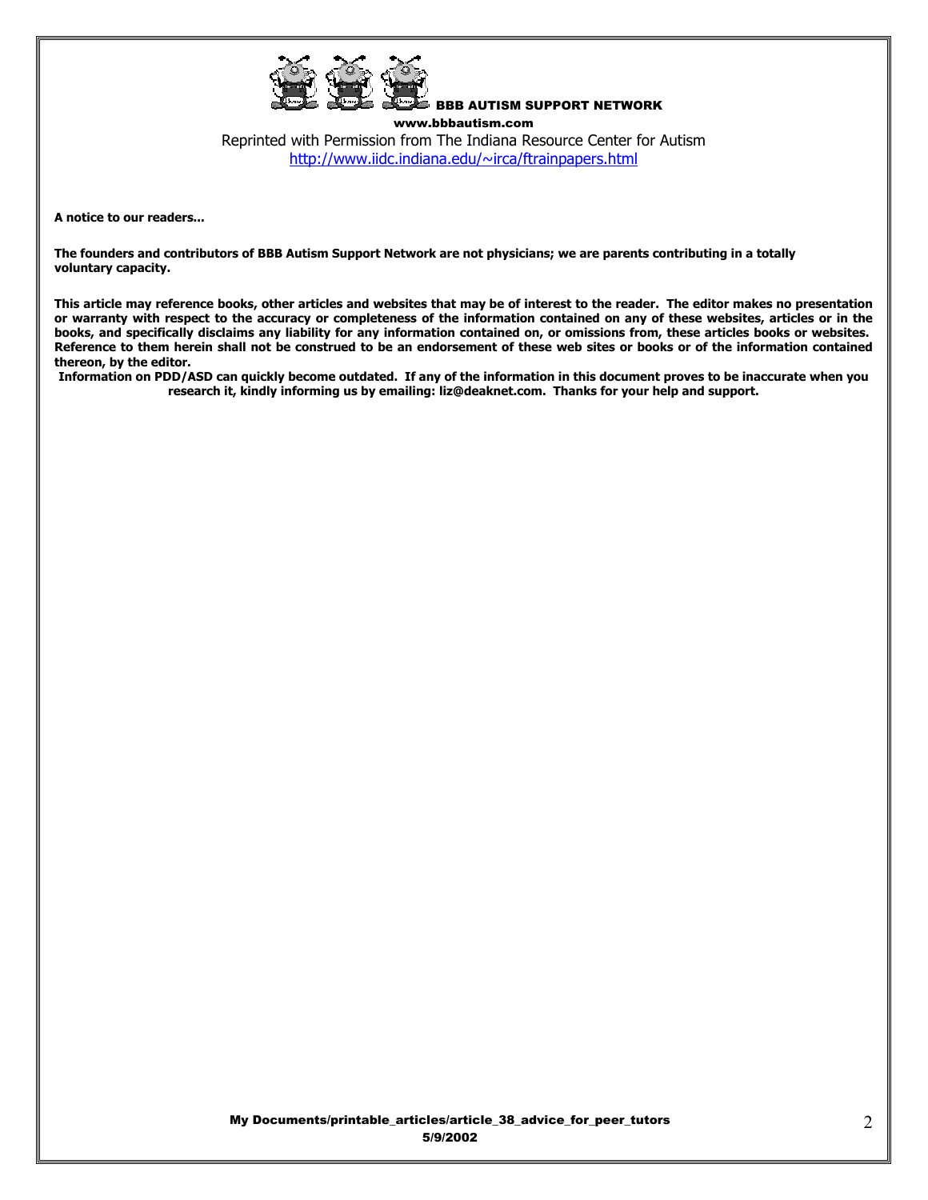**BBB AUTISM SUPPORT NETWORK**

**www.bbbautism.com**

Reprinted with Permission from The Indiana Resource Center for Autism

http://www.iidc.indiana.edu/~irca/ftrainpapers.html

**A notice to our readers…**

**The founders and contributors of BBB Autism Support Network are not physicians; we are parents contributing in a totally voluntary capacity.**

**This article may reference books, other articles and websites that may be of interest to the reader. The editor makes no presentation or warranty with respect to the accuracy or completeness of the information contained on any of these websites, articles or in the books, and specifically disclaims any liability for any information contained on, or omissions from, these articles books or websites. Reference to them herein shall not be construed to be an endorsement of these web sites or books or of the information contained thereon, by the editor.**

**Information on PDD/ASD can quickly become outdated. If any of the information in this document proves to be inaccurate when you research it, kindly informing us by emailing: liz@deaknet.com. Thanks for your help and support.**